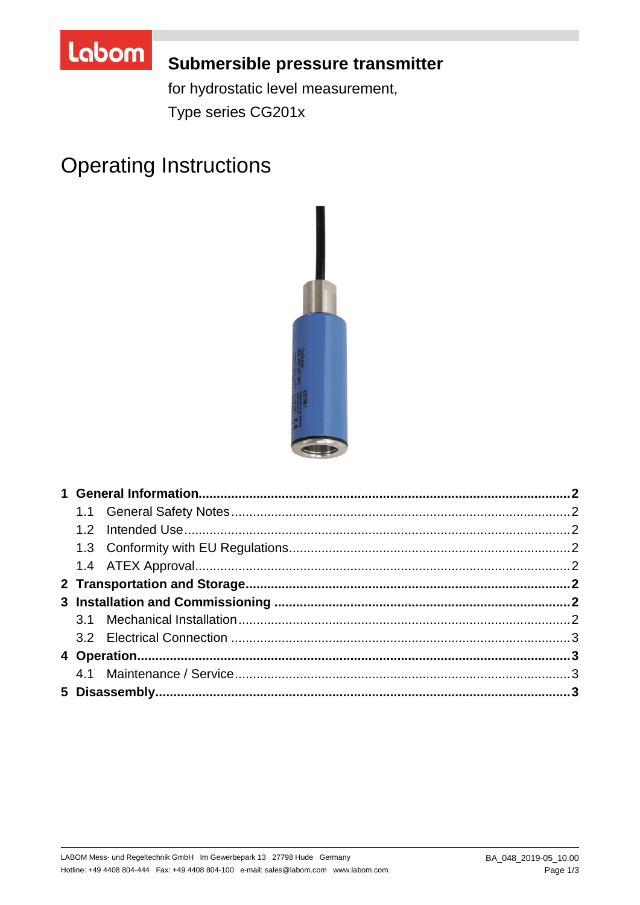Labom

# Submersible pressure transmitter

for hydrostatic level measurement,
Type series CG201x

# Operating Instructions

| | | |
|---|---|---|
| **1** | **General Information** | **2** |
| 1.1 | General Safety Notes | 2 |
| 1.2 | Intended Use | 2 |
| 1.3 | Conformity with EU Regulations | 2 |
| 1.4 | ATEX Approval | 2 |
| **2** | **Transportation and Storage** | **2** |
| **3** | **Installation and Commissioning** | **2** |
| 3.1 | Mechanical Installation | 2 |
| 3.2 | Electrical Connection | 3 |
| **4** | **Operation** | **3** |
| 4.1 | Maintenance / Service | 3 |
| **5** | **Disassembly** | **3** |

LABOM Mess- und Regeltechnik GmbH Im Gewerbepark 13 27798 Hude Germany
Hotline: +49 4408 804-444 Fax: +49 4408 804-100 e-mail: sales@labom.com www.labom.com

BA_048_2019-05_10.00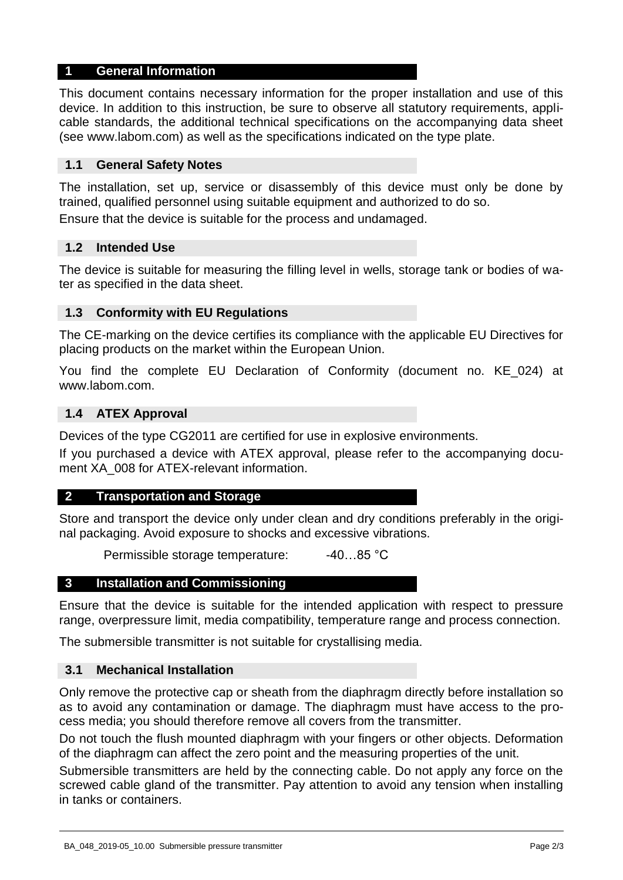# 1 General Information

This document contains necessary information for the proper installation and use of this device. In addition to this instruction, be sure to observe all statutory requirements, applicable standards, the additional technical specifications on the accompanying data sheet (see www.labom.com) as well as the specifications indicated on the type plate.

## 1.1 General Safety Notes

The installation, set up, service or disassembly of this device must only be done by trained, qualified personnel using suitable equipment and authorized to do so.

Ensure that the device is suitable for the process and undamaged.

## 1.2 Intended Use

The device is suitable for measuring the filling level in wells, storage tank or bodies of water as specified in the data sheet.

## 1.3 Conformity with EU Regulations

The CE-marking on the device certifies its compliance with the applicable EU Directives for placing products on the market within the European Union.

You find the complete EU Declaration of Conformity (document no. KE_024) at www.labom.com.

## 1.4 ATEX Approval

Devices of the type CG2011 are certified for use in explosive environments.

If you purchased a device with ATEX approval, please refer to the accompanying document XA_008 for ATEX-relevant information.

# 2 Transportation and Storage

Store and transport the device only under clean and dry conditions preferably in the original packaging. Avoid exposure to shocks and excessive vibrations.

Permissible storage temperature: -40…85 °C

# 3 Installation and Commissioning

Ensure that the device is suitable for the intended application with respect to pressure range, overpressure limit, media compatibility, temperature range and process connection.

The submersible transmitter is not suitable for crystallising media.

## 3.1 Mechanical Installation

Only remove the protective cap or sheath from the diaphragm directly before installation so as to avoid any contamination or damage. The diaphragm must have access to the process media; you should therefore remove all covers from the transmitter.

Do not touch the flush mounted diaphragm with your fingers or other objects. Deformation of the diaphragm can affect the zero point and the measuring properties of the unit.

Submersible transmitters are held by the connecting cable. Do not apply any force on the screwed cable gland of the transmitter. Pay attention to avoid any tension when installing in tanks or containers.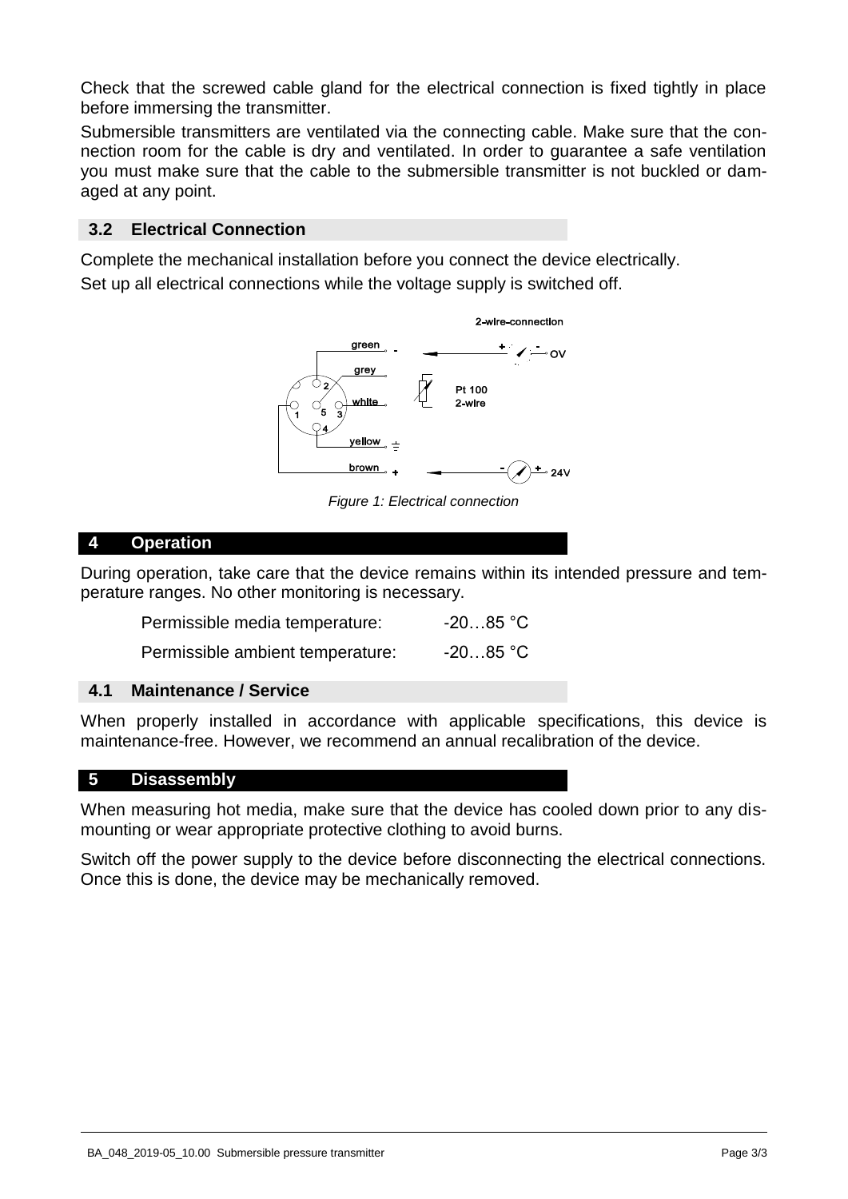Check that the screwed cable gland for the electrical connection is fixed tightly in place before immersing the transmitter.

Submersible transmitters are ventilated via the connecting cable. Make sure that the connection room for the cable is dry and ventilated. In order to guarantee a safe ventilation you must make sure that the cable to the submersible transmitter is not buckled or damaged at any point.

### 3.2 Electrical Connection

Complete the mechanical installation before you connect the device electrically.

Set up all electrical connections while the voltage supply is switched off.

2-wire-connection

green -

grey

white

yellow

brown +

Pt 100
2-wire

+ - 0V

- + 24V

1 2 3 4 5

*Figure 1: Electrical connection*

## 4 Operation

During operation, take care that the device remains within its intended pressure and temperature ranges. No other monitoring is necessary.

| | |
|---|---|
| Permissible media temperature: | -20…85 °C |
| Permissible ambient temperature: | -20…85 °C |

### 4.1 Maintenance / Service

When properly installed in accordance with applicable specifications, this device is maintenance-free. However, we recommend an annual recalibration of the device.

## 5 Disassembly

When measuring hot media, make sure that the device has cooled down prior to any dismounting or wear appropriate protective clothing to avoid burns.

Switch off the power supply to the device before disconnecting the electrical connections. Once this is done, the device may be mechanically removed.